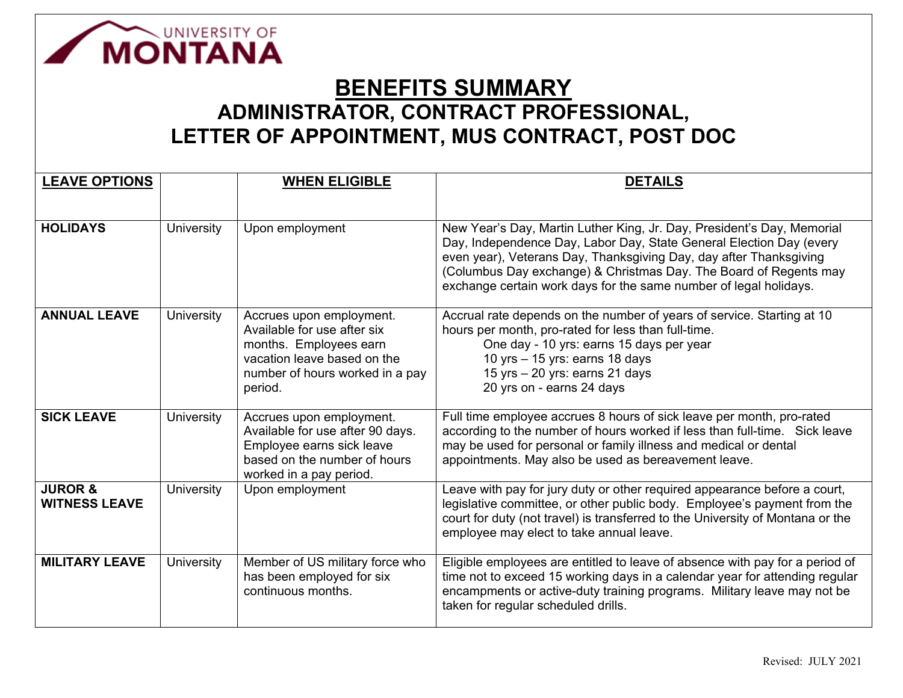UNIVERSITY OF MONTANA

# BENEFITS SUMMARY

## ADMINISTRATOR, CONTRACT PROFESSIONAL, LETTER OF APPOINTMENT, MUS CONTRACT, POST DOC

| LEAVE OPTIONS | | WHEN ELIGIBLE | DETAILS |
|---|---|---|---|
| **HOLIDAYS** | University | Upon employment | New Year's Day, Martin Luther King, Jr. Day, President's Day, Memorial Day, Independence Day, Labor Day, State General Election Day (every even year), Veterans Day, Thanksgiving Day, day after Thanksgiving (Columbus Day exchange) & Christmas Day. The Board of Regents may exchange certain work days for the same number of legal holidays. |
| **ANNUAL LEAVE** | University | Accrues upon employment. Available for use after six months. Employees earn vacation leave based on the number of hours worked in a pay period. | Accrual rate depends on the number of years of service. Starting at 10 hours per month, pro-rated for less than full-time.<br>One day - 10 yrs: earns 15 days per year<br>10 yrs – 15 yrs: earns 18 days<br>15 yrs – 20 yrs: earns 21 days<br>20 yrs on - earns 24 days |
| **SICK LEAVE** | University | Accrues upon employment. Available for use after 90 days. Employee earns sick leave based on the number of hours worked in a pay period. | Full time employee accrues 8 hours of sick leave per month, pro-rated according to the number of hours worked if less than full-time. Sick leave may be used for personal or family illness and medical or dental appointments. May also be used as bereavement leave. |
| **JUROR & WITNESS LEAVE** | University | Upon employment | Leave with pay for jury duty or other required appearance before a court, legislative committee, or other public body. Employee's payment from the court for duty (not travel) is transferred to the University of Montana or the employee may elect to take annual leave. |
| **MILITARY LEAVE** | University | Member of US military force who has been employed for six continuous months. | Eligible employees are entitled to leave of absence with pay for a period of time not to exceed 15 working days in a calendar year for attending regular encampments or active-duty training programs. Military leave may not be taken for regular scheduled drills. |

Revised: JULY 2021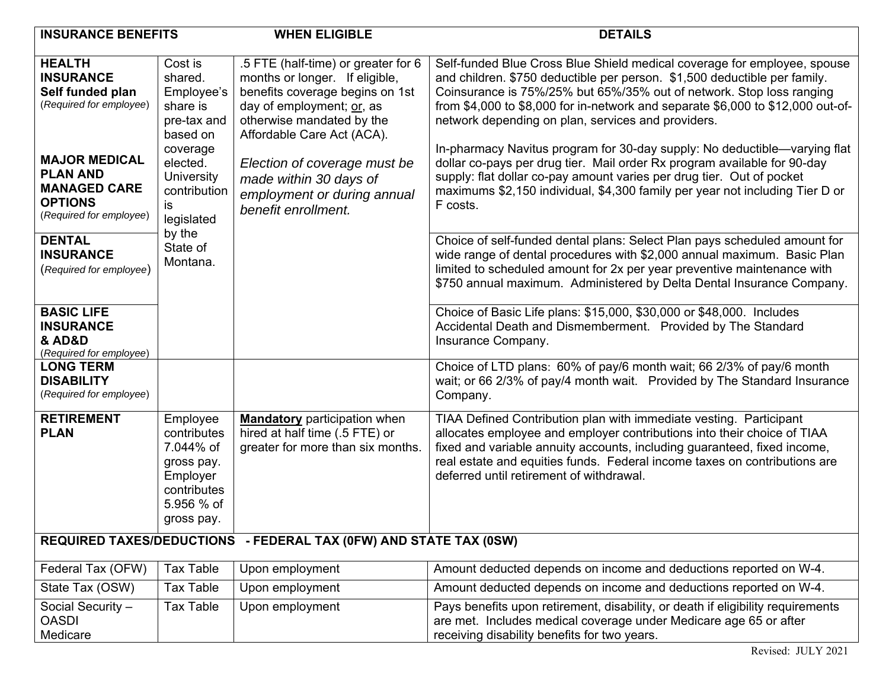| INSURANCE BENEFITS | | WHEN ELIGIBLE | DETAILS |
|---|---|---|---|
| **HEALTH INSURANCE Self funded plan** (*Required for employee*)<br><br>**MAJOR MEDICAL PLAN AND MANAGED CARE OPTIONS** (*Required for employee*) | Cost is shared. Employee's share is pre-tax and based on coverage elected. University contribution is legislated by the State of Montana. | .5 FTE (half-time) or greater for 6 months or longer. If eligible, benefits coverage begins on 1st day of employment; <u>or</u>, as otherwise mandated by the Affordable Care Act (ACA).<br><br>*Election of coverage must be made within 30 days of employment or during annual benefit enrollment.* | Self-funded Blue Cross Blue Shield medical coverage for employee, spouse and children. $750 deductible per person. $1,500 deductible per family. Coinsurance is 75%/25% but 65%/35% out of network. Stop loss ranging from $4,000 to $8,000 for in-network and separate $6,000 to $12,000 out-of-network depending on plan, services and providers.<br><br>In-pharmacy Navitus program for 30-day supply: No deductible—varying flat dollar co-pays per drug tier. Mail order Rx program available for 90-day supply: flat dollar co-pay amount varies per drug tier. Out of pocket maximums $2,150 individual, $4,300 family per year not including Tier D or F costs. |
| **DENTAL INSURANCE** (*Required for employee*) | | | Choice of self-funded dental plans: Select Plan pays scheduled amount for wide range of dental procedures with $2,000 annual maximum. Basic Plan limited to scheduled amount for 2x per year preventive maintenance with $750 annual maximum. Administered by Delta Dental Insurance Company. |
| **BASIC LIFE INSURANCE & AD&D** (*Required for employee*) | | | Choice of Basic Life plans: $15,000, $30,000 or $48,000. Includes Accidental Death and Dismemberment. Provided by The Standard Insurance Company. |
| **LONG TERM DISABILITY** (*Required for employee*) | | | Choice of LTD plans: 60% of pay/6 month wait; 66 2/3% of pay/6 month wait; or 66 2/3% of pay/4 month wait. Provided by The Standard Insurance Company. |
| **RETIREMENT PLAN** | Employee contributes 7.044% of gross pay. Employer contributes 5.956 % of gross pay. | <u>**Mandatory**</u> participation when hired at half time (.5 FTE) or greater for more than six months. | TIAA Defined Contribution plan with immediate vesting. Participant allocates employee and employer contributions into their choice of TIAA fixed and variable annuity accounts, including guaranteed, fixed income, real estate and equities funds. Federal income taxes on contributions are deferred until retirement of withdrawal. |
| **REQUIRED TAXES/DEDUCTIONS - FEDERAL TAX (0FW) AND STATE TAX (0SW)** | | | |
| Federal Tax (OFW) | Tax Table | Upon employment | Amount deducted depends on income and deductions reported on W-4. |
| State Tax (OSW) | Tax Table | Upon employment | Amount deducted depends on income and deductions reported on W-4. |
| Social Security – OASDI Medicare | Tax Table | Upon employment | Pays benefits upon retirement, disability, or death if eligibility requirements are met. Includes medical coverage under Medicare age 65 or after receiving disability benefits for two years. |

Revised: JULY 2021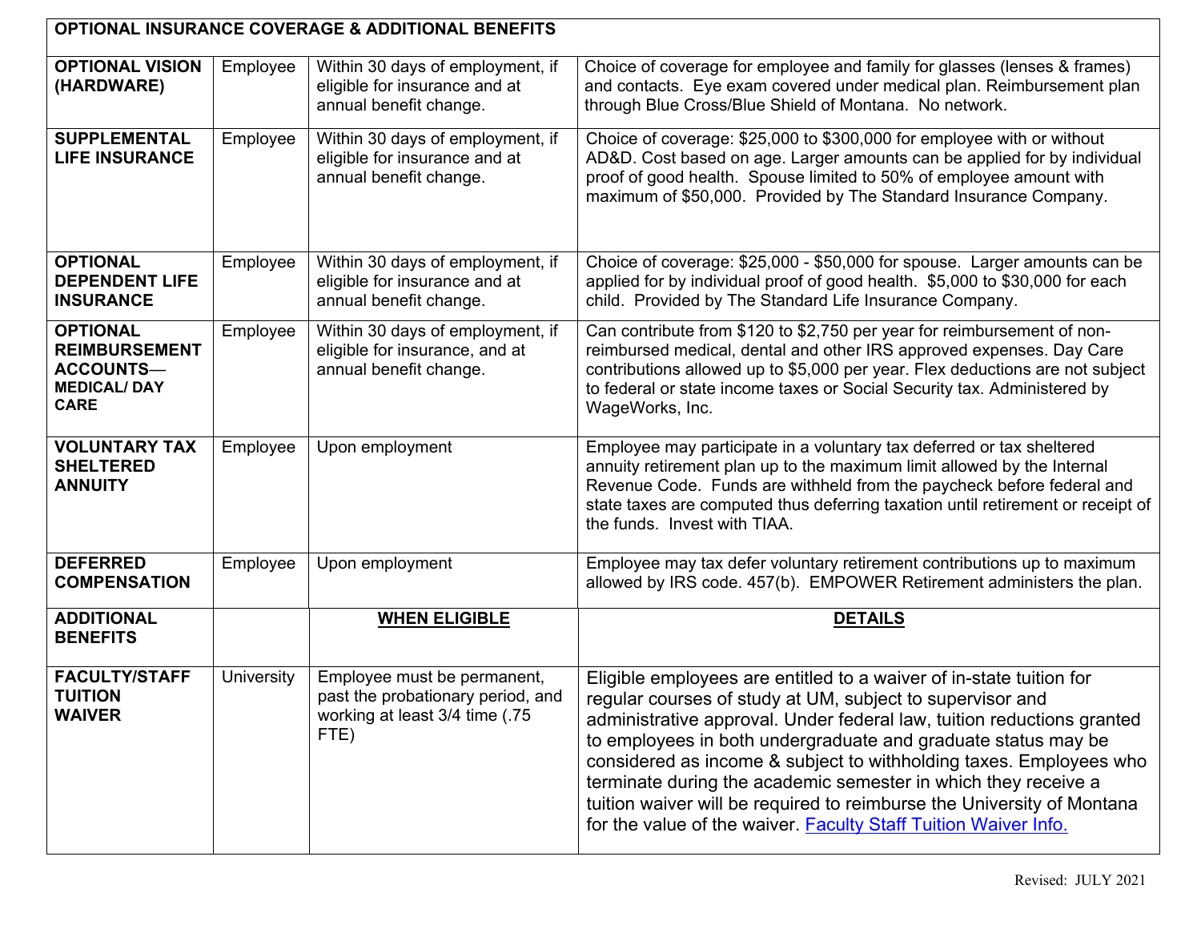| OPTIONAL INSURANCE COVERAGE & ADDITIONAL BENEFITS | | | |
|---|---|---|---|
| **OPTIONAL VISION (HARDWARE)** | Employee | Within 30 days of employment, if eligible for insurance and at annual benefit change. | Choice of coverage for employee and family for glasses (lenses & frames) and contacts. Eye exam covered under medical plan. Reimbursement plan through Blue Cross/Blue Shield of Montana. No network. |
| **SUPPLEMENTAL LIFE INSURANCE** | Employee | Within 30 days of employment, if eligible for insurance and at annual benefit change. | Choice of coverage: $25,000 to $300,000 for employee with or without AD&D. Cost based on age. Larger amounts can be applied for by individual proof of good health. Spouse limited to 50% of employee amount with maximum of $50,000. Provided by The Standard Insurance Company. |
| **OPTIONAL DEPENDENT LIFE INSURANCE** | Employee | Within 30 days of employment, if eligible for insurance and at annual benefit change. | Choice of coverage: $25,000 - $50,000 for spouse. Larger amounts can be applied for by individual proof of good health. $5,000 to $30,000 for each child. Provided by The Standard Life Insurance Company. |
| **OPTIONAL REIMBURSEMENT ACCOUNTS— MEDICAL/ DAY CARE** | Employee | Within 30 days of employment, if eligible for insurance, and at annual benefit change. | Can contribute from $120 to $2,750 per year for reimbursement of non-reimbursed medical, dental and other IRS approved expenses. Day Care contributions allowed up to $5,000 per year. Flex deductions are not subject to federal or state income taxes or Social Security tax. Administered by WageWorks, Inc. |
| **VOLUNTARY TAX SHELTERED ANNUITY** | Employee | Upon employment | Employee may participate in a voluntary tax deferred or tax sheltered annuity retirement plan up to the maximum limit allowed by the Internal Revenue Code. Funds are withheld from the paycheck before federal and state taxes are computed thus deferring taxation until retirement or receipt of the funds. Invest with TIAA. |
| **DEFERRED COMPENSATION** | Employee | Upon employment | Employee may tax defer voluntary retirement contributions up to maximum allowed by IRS code. 457(b). EMPOWER Retirement administers the plan. |
| **ADDITIONAL BENEFITS** | | **WHEN ELIGIBLE** | **DETAILS** |
| **FACULTY/STAFF TUITION WAIVER** | University | Employee must be permanent, past the probationary period, and working at least 3/4 time (.75 FTE) | Eligible employees are entitled to a waiver of in-state tuition for regular courses of study at UM, subject to supervisor and administrative approval. Under federal law, tuition reductions granted to employees in both undergraduate and graduate status may be considered as income & subject to withholding taxes. Employees who terminate during the academic semester in which they receive a tuition waiver will be required to reimburse the University of Montana for the value of the waiver. Faculty Staff Tuition Waiver Info. |

Revised: JULY 2021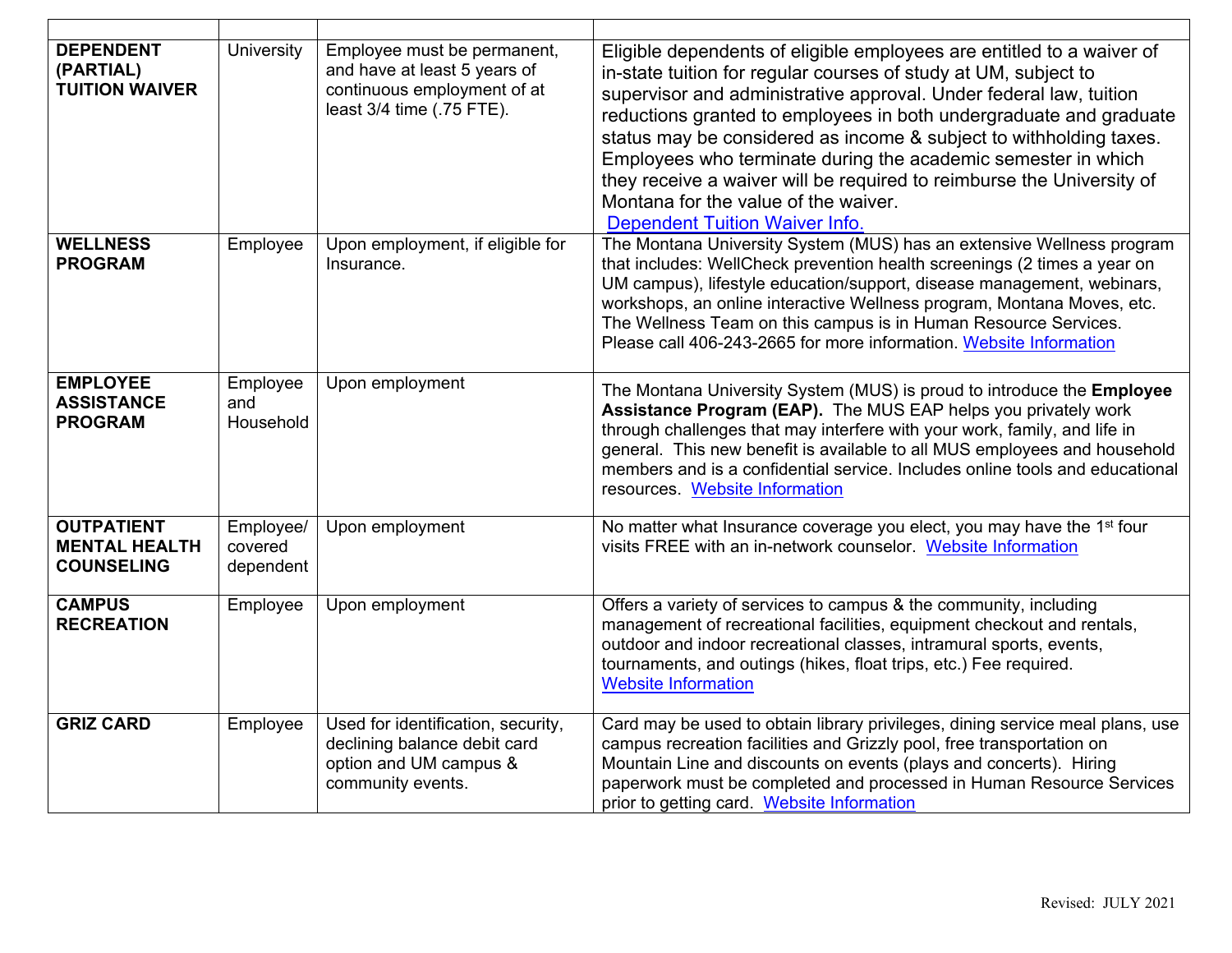| | | | |
|---|---|---|---|
| **DEPENDENT (PARTIAL) TUITION WAIVER** | University | Employee must be permanent, and have at least 5 years of continuous employment of at least 3/4 time (.75 FTE). | Eligible dependents of eligible employees are entitled to a waiver of in-state tuition for regular courses of study at UM, subject to supervisor and administrative approval. Under federal law, tuition reductions granted to employees in both undergraduate and graduate status may be considered as income & subject to withholding taxes. Employees who terminate during the academic semester in which they receive a waiver will be required to reimburse the University of Montana for the value of the waiver. Dependent Tuition Waiver Info. |
| **WELLNESS PROGRAM** | Employee | Upon employment, if eligible for Insurance. | The Montana University System (MUS) has an extensive Wellness program that includes: WellCheck prevention health screenings (2 times a year on UM campus), lifestyle education/support, disease management, webinars, workshops, an online interactive Wellness program, Montana Moves, etc. The Wellness Team on this campus is in Human Resource Services. Please call 406-243-2665 for more information. Website Information |
| **EMPLOYEE ASSISTANCE PROGRAM** | Employee and Household | Upon employment | The Montana University System (MUS) is proud to introduce the **Employee Assistance Program (EAP).** The MUS EAP helps you privately work through challenges that may interfere with your work, family, and life in general. This new benefit is available to all MUS employees and household members and is a confidential service. Includes online tools and educational resources. Website Information |
| **OUTPATIENT MENTAL HEALTH COUNSELING** | Employee/ covered dependent | Upon employment | No matter what Insurance coverage you elect, you may have the 1st four visits FREE with an in-network counselor. Website Information |
| **CAMPUS RECREATION** | Employee | Upon employment | Offers a variety of services to campus & the community, including management of recreational facilities, equipment checkout and rentals, outdoor and indoor recreational classes, intramural sports, events, tournaments, and outings (hikes, float trips, etc.) Fee required. Website Information |
| **GRIZ CARD** | Employee | Used for identification, security, declining balance debit card option and UM campus & community events. | Card may be used to obtain library privileges, dining service meal plans, use campus recreation facilities and Grizzly pool, free transportation on Mountain Line and discounts on events (plays and concerts). Hiring paperwork must be completed and processed in Human Resource Services prior to getting card. Website Information |

Revised: JULY 2021